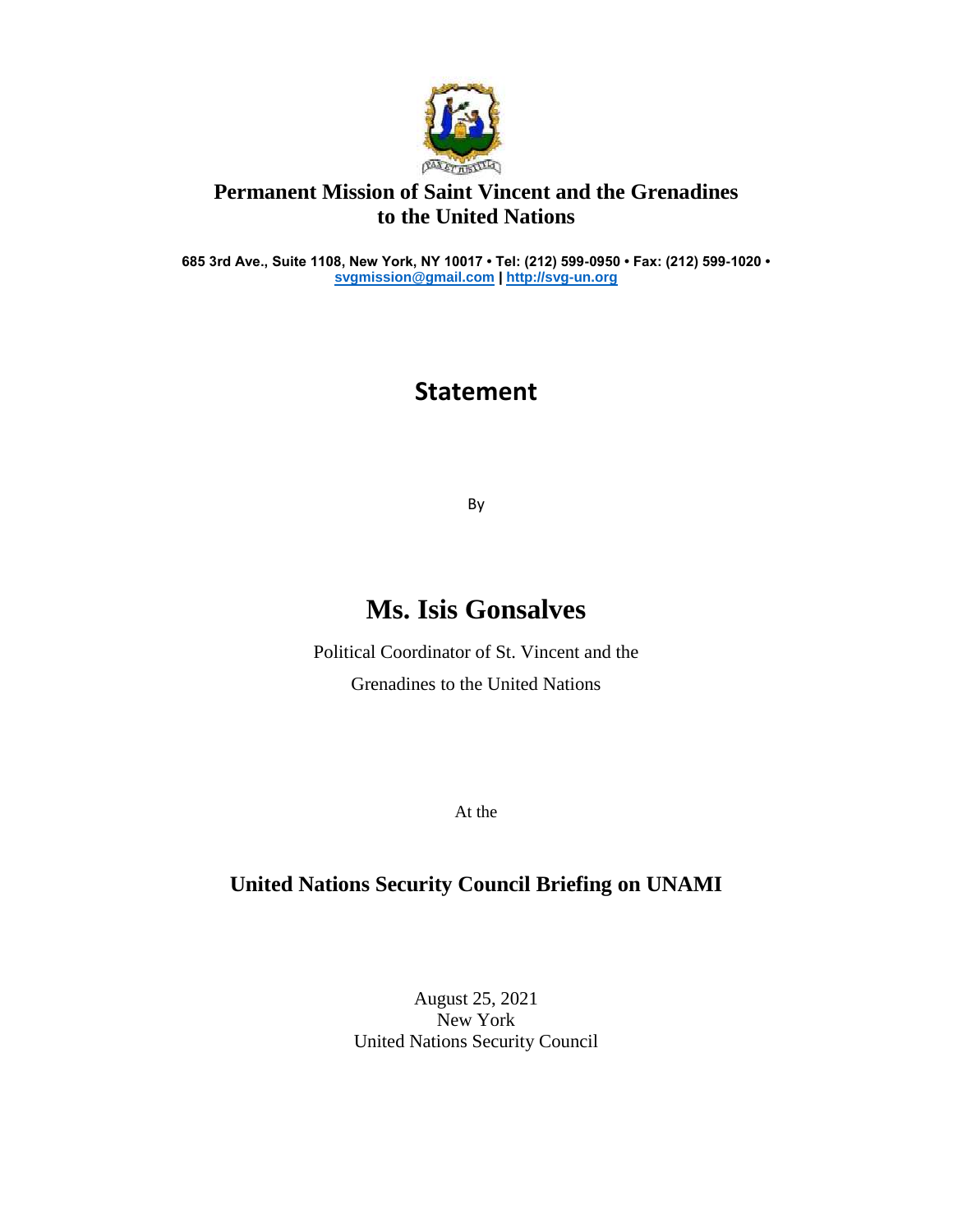**Permanent Mission of Saint Vincent and the Grenadines to the United Nations**

**685 3rd Ave., Suite 1108, New York, NY 10017 • Tel: (212) 599-0950 • Fax: (212) 599-1020 • svgmission@gmail.com | http://svg-un.org**

# Statement

By

# Ms. Isis Gonsalves

Political Coordinator of St. Vincent and the Grenadines to the United Nations

At the

## United Nations Security Council Briefing on UNAMI

August 25, 2021
New York
United Nations Security Council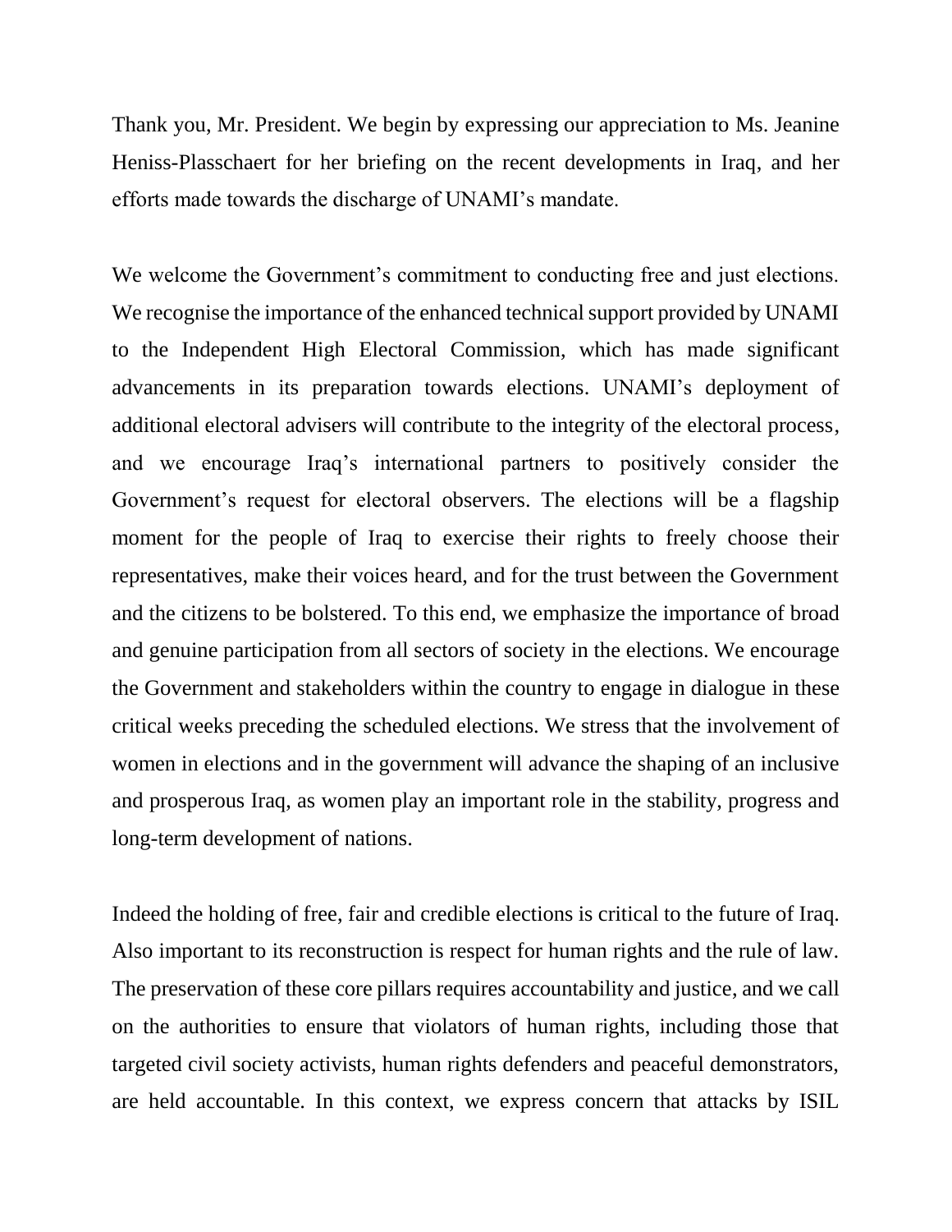Thank you, Mr. President. We begin by expressing our appreciation to Ms. Jeanine Heniss-Plasschaert for her briefing on the recent developments in Iraq, and her efforts made towards the discharge of UNAMI's mandate.

We welcome the Government's commitment to conducting free and just elections. We recognise the importance of the enhanced technical support provided by UNAMI to the Independent High Electoral Commission, which has made significant advancements in its preparation towards elections. UNAMI's deployment of additional electoral advisers will contribute to the integrity of the electoral process, and we encourage Iraq's international partners to positively consider the Government's request for electoral observers. The elections will be a flagship moment for the people of Iraq to exercise their rights to freely choose their representatives, make their voices heard, and for the trust between the Government and the citizens to be bolstered. To this end, we emphasize the importance of broad and genuine participation from all sectors of society in the elections. We encourage the Government and stakeholders within the country to engage in dialogue in these critical weeks preceding the scheduled elections. We stress that the involvement of women in elections and in the government will advance the shaping of an inclusive and prosperous Iraq, as women play an important role in the stability, progress and long-term development of nations.

Indeed the holding of free, fair and credible elections is critical to the future of Iraq. Also important to its reconstruction is respect for human rights and the rule of law. The preservation of these core pillars requires accountability and justice, and we call on the authorities to ensure that violators of human rights, including those that targeted civil society activists, human rights defenders and peaceful demonstrators, are held accountable. In this context, we express concern that attacks by ISIL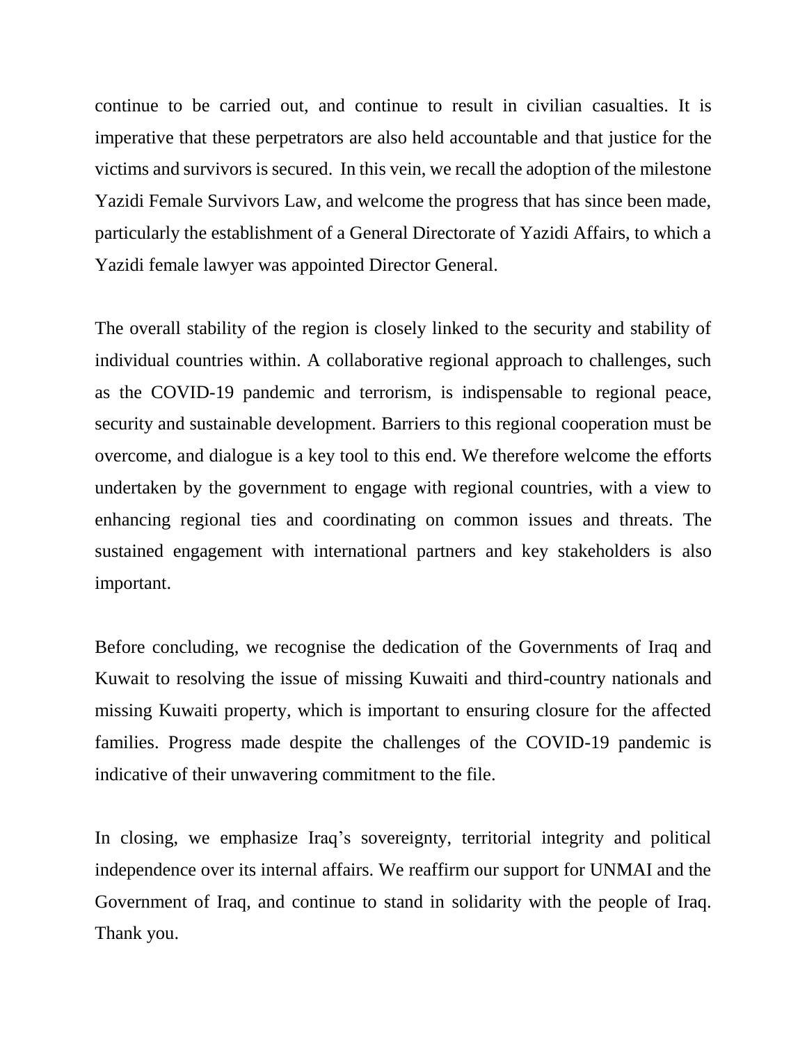continue to be carried out, and continue to result in civilian casualties. It is imperative that these perpetrators are also held accountable and that justice for the victims and survivors is secured. In this vein, we recall the adoption of the milestone Yazidi Female Survivors Law, and welcome the progress that has since been made, particularly the establishment of a General Directorate of Yazidi Affairs, to which a Yazidi female lawyer was appointed Director General.

The overall stability of the region is closely linked to the security and stability of individual countries within. A collaborative regional approach to challenges, such as the COVID-19 pandemic and terrorism, is indispensable to regional peace, security and sustainable development. Barriers to this regional cooperation must be overcome, and dialogue is a key tool to this end. We therefore welcome the efforts undertaken by the government to engage with regional countries, with a view to enhancing regional ties and coordinating on common issues and threats. The sustained engagement with international partners and key stakeholders is also important.

Before concluding, we recognise the dedication of the Governments of Iraq and Kuwait to resolving the issue of missing Kuwaiti and third-country nationals and missing Kuwaiti property, which is important to ensuring closure for the affected families. Progress made despite the challenges of the COVID-19 pandemic is indicative of their unwavering commitment to the file.

In closing, we emphasize Iraq's sovereignty, territorial integrity and political independence over its internal affairs. We reaffirm our support for UNMAI and the Government of Iraq, and continue to stand in solidarity with the people of Iraq. Thank you.